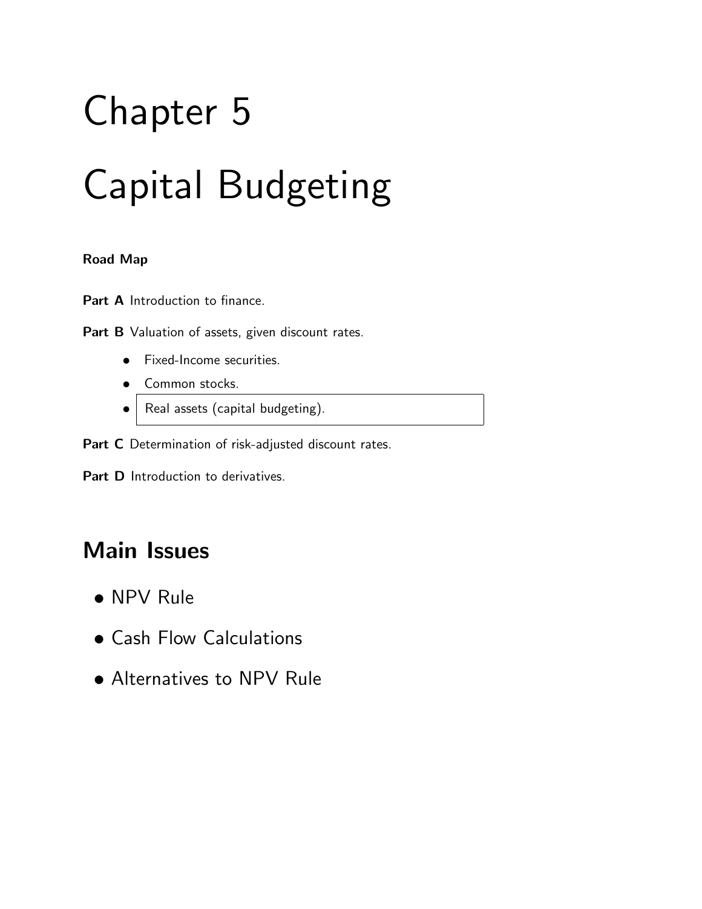# Chapter 5

# Capital Budgeting

**Road Map**

**Part A** Introduction to finance.

**Part B** Valuation of assets, given discount rates.

- Fixed-Income securities.
- Common stocks.
- Real assets (capital budgeting).

**Part C** Determination of risk-adjusted discount rates.

**Part D** Introduction to derivatives.

## Main Issues

- NPV Rule
- Cash Flow Calculations
- Alternatives to NPV Rule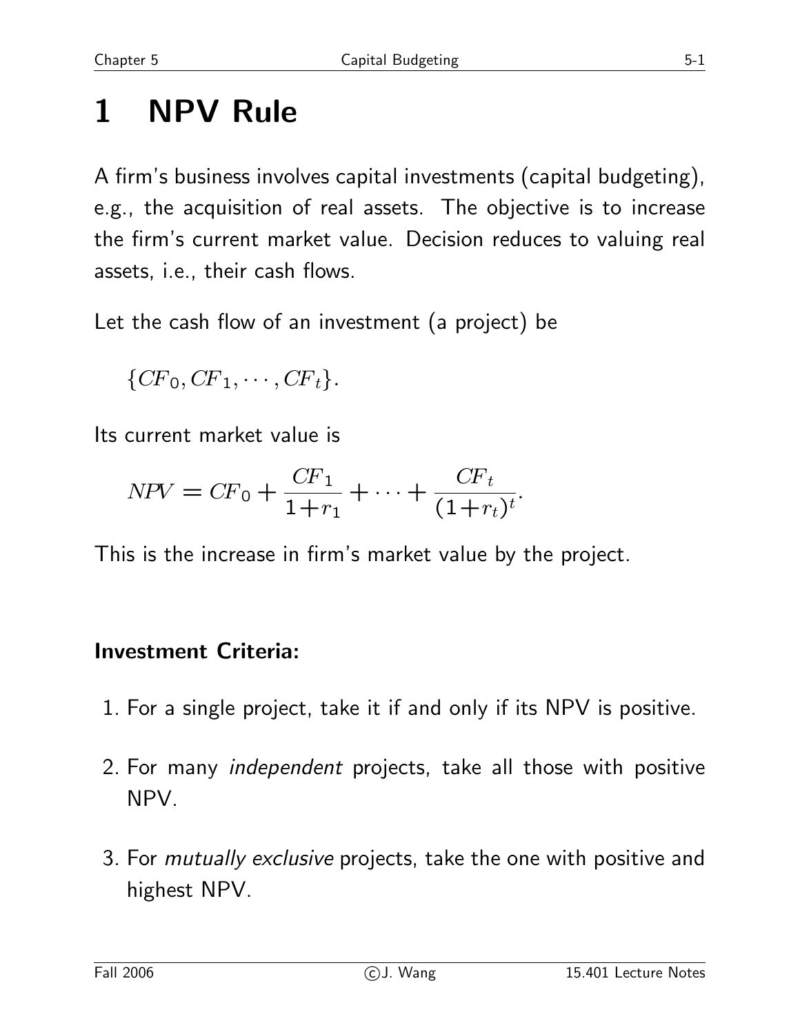# 1 NPV Rule

A firm's business involves capital investments (capital budgeting), e.g., the acquisition of real assets. The objective is to increase the firm's current market value. Decision reduces to valuing real assets, i.e., their cash flows.

Let the cash flow of an investment (a project) be

$$\{CF_0, CF_1, \cdots, CF_t\}.$$

Its current market value is

$$NPV = CF_0 + \frac{CF_1}{1+r_1} + \cdots + \frac{CF_t}{(1+r_t)^t}.$$

This is the increase in firm's market value by the project.

**Investment Criteria:**

1. For a single project, take it if and only if its NPV is positive.

2. For many *independent* projects, take all those with positive NPV.

3. For *mutually exclusive* projects, take the one with positive and highest NPV.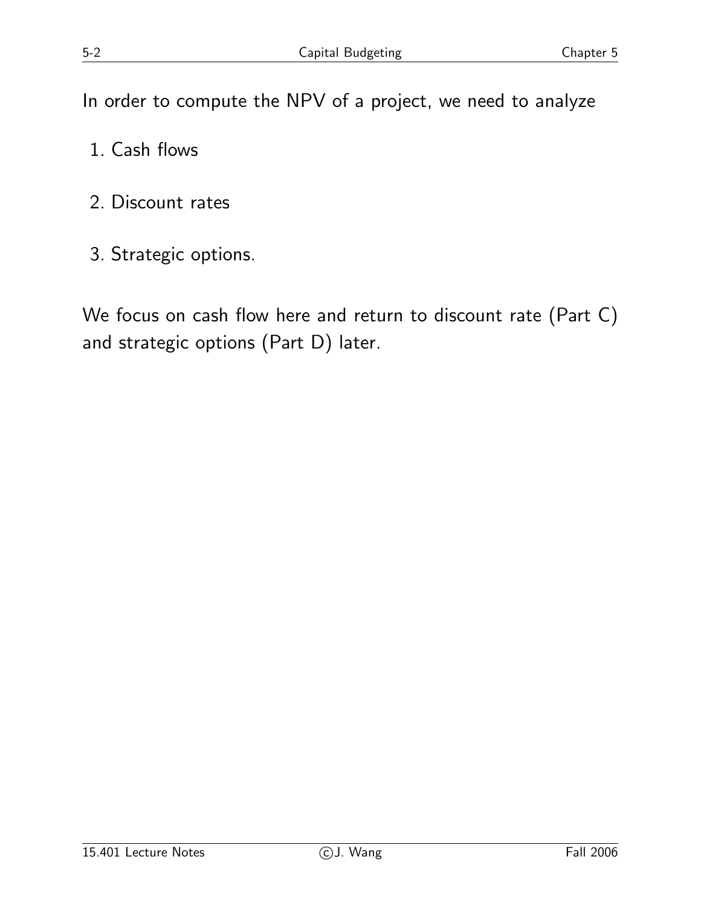In order to compute the NPV of a project, we need to analyze

1. Cash flows
2. Discount rates
3. Strategic options.

We focus on cash flow here and return to discount rate (Part C) and strategic options (Part D) later.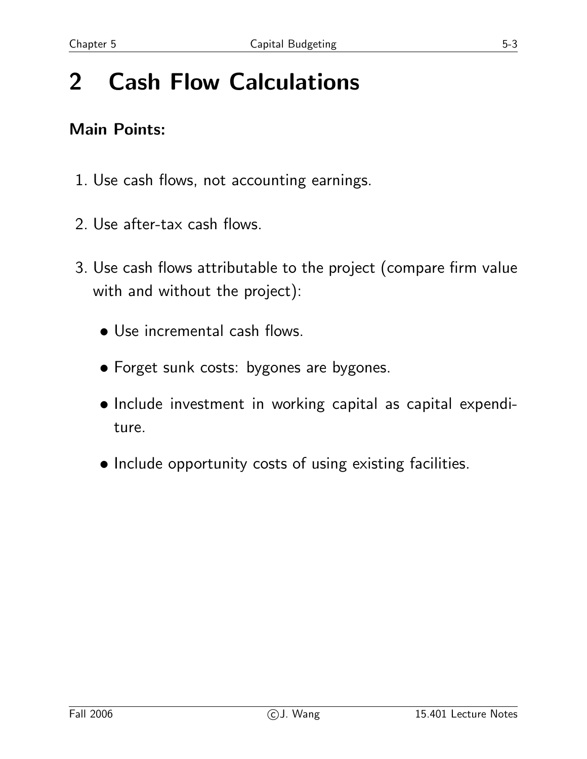# 2 Cash Flow Calculations

**Main Points:**

1. Use cash flows, not accounting earnings.
2. Use after-tax cash flows.
3. Use cash flows attributable to the project (compare firm value with and without the project):
   - Use incremental cash flows.
   - Forget sunk costs: bygones are bygones.
   - Include investment in working capital as capital expenditure.
   - Include opportunity costs of using existing facilities.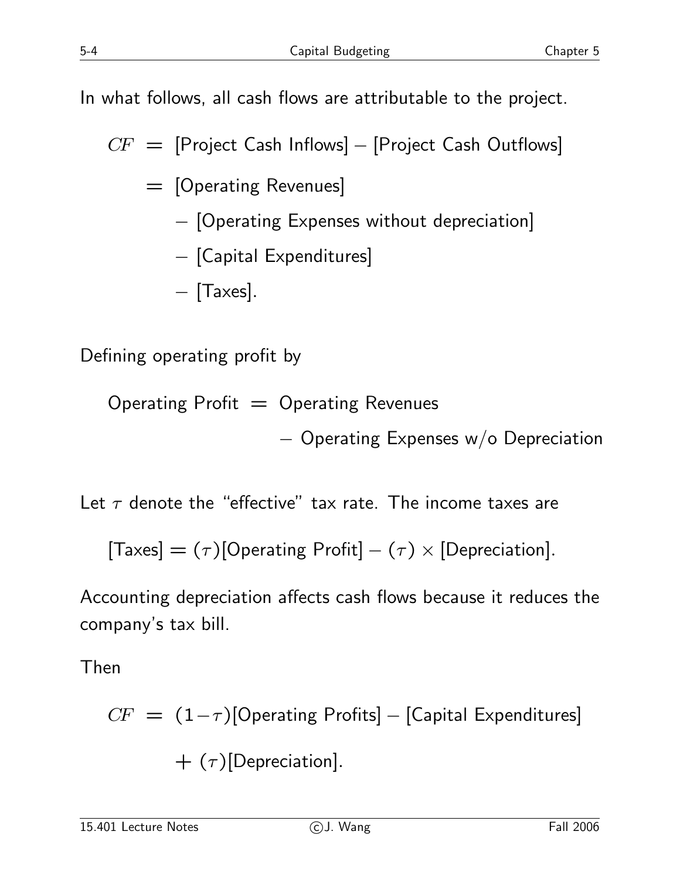In what follows, all cash flows are attributable to the project.

$$
\begin{aligned}
CF &= \text{[Project Cash Inflows]} - \text{[Project Cash Outflows]} \\
&= \text{[Operating Revenues]} \\
&\quad - \text{[Operating Expenses without depreciation]} \\
&\quad - \text{[Capital Expenditures]} \\
&\quad - \text{[Taxes]}.
\end{aligned}
$$

Defining operating profit by

$$
\begin{aligned}
\text{Operating Profit} &= \text{Operating Revenues} \\
&\quad - \text{Operating Expenses w/o Depreciation}
\end{aligned}
$$

Let $\tau$ denote the "effective" tax rate. The income taxes are

$$
\text{[Taxes]} = (\tau)\text{[Operating Profit]} - (\tau) \times \text{[Depreciation]}.
$$

Accounting depreciation affects cash flows because it reduces the company's tax bill.

Then

$$
\begin{aligned}
CF &= (1-\tau)\text{[Operating Profits]} - \text{[Capital Expenditures]} \\
&\quad + (\tau)\text{[Depreciation]}.
\end{aligned}
$$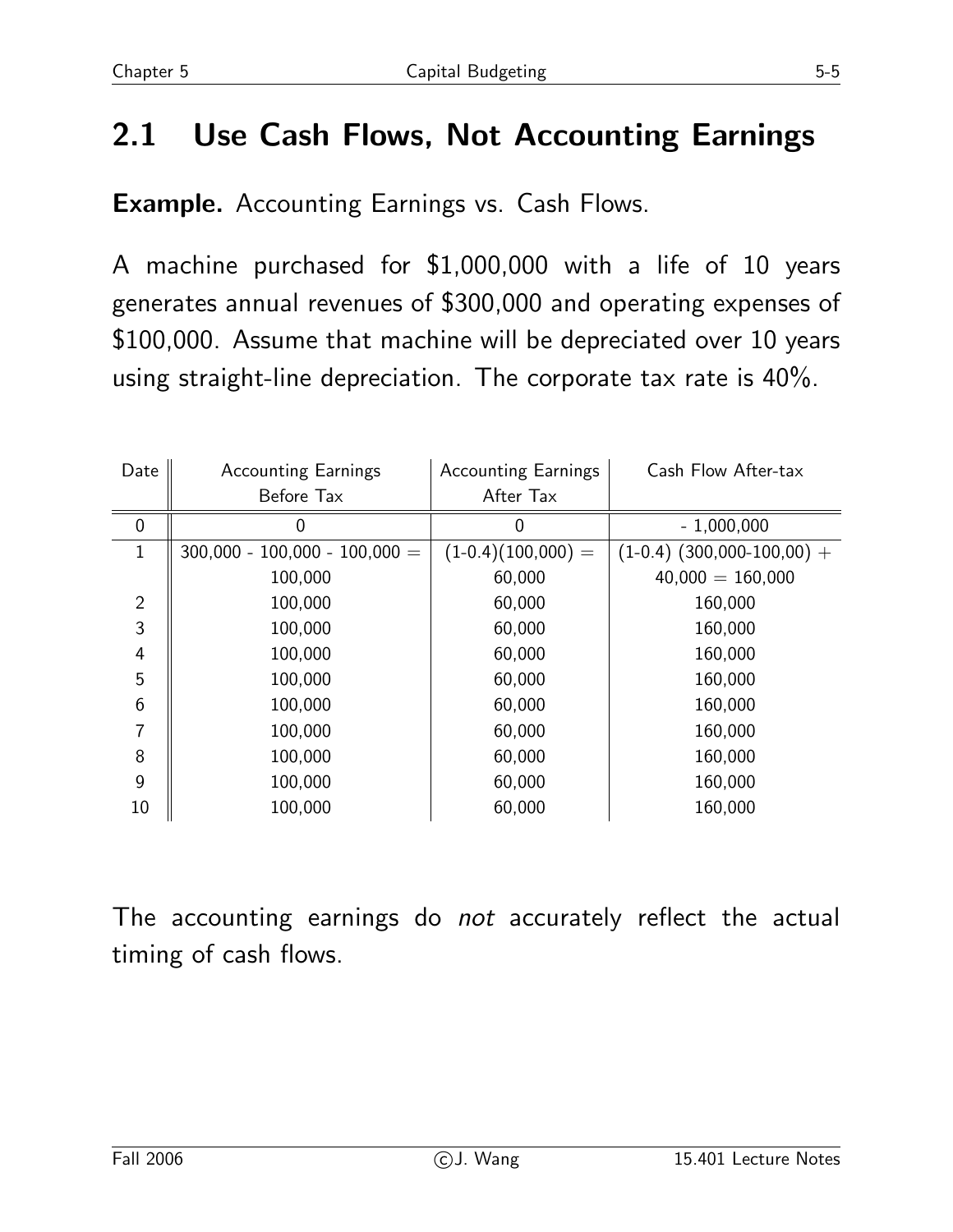## 2.1 Use Cash Flows, Not Accounting Earnings

**Example.** Accounting Earnings vs. Cash Flows.

A machine purchased for $1,000,000 with a life of 10 years generates annual revenues of $300,000 and operating expenses of $100,000. Assume that machine will be depreciated over 10 years using straight-line depreciation. The corporate tax rate is 40%.

| Date | Accounting Earnings Before Tax | Accounting Earnings After Tax | Cash Flow After-tax |
|---|---|---|---|
| 0 | 0 | 0 | - 1,000,000 |
| 1 | 300,000 - 100,000 - 100,000 = 100,000 | (1-0.4)(100,000) = 60,000 | (1-0.4) (300,000-100,00) + 40,000 = 160,000 |
| 2 | 100,000 | 60,000 | 160,000 |
| 3 | 100,000 | 60,000 | 160,000 |
| 4 | 100,000 | 60,000 | 160,000 |
| 5 | 100,000 | 60,000 | 160,000 |
| 6 | 100,000 | 60,000 | 160,000 |
| 7 | 100,000 | 60,000 | 160,000 |
| 8 | 100,000 | 60,000 | 160,000 |
| 9 | 100,000 | 60,000 | 160,000 |
| 10 | 100,000 | 60,000 | 160,000 |

The accounting earnings do *not* accurately reflect the actual timing of cash flows.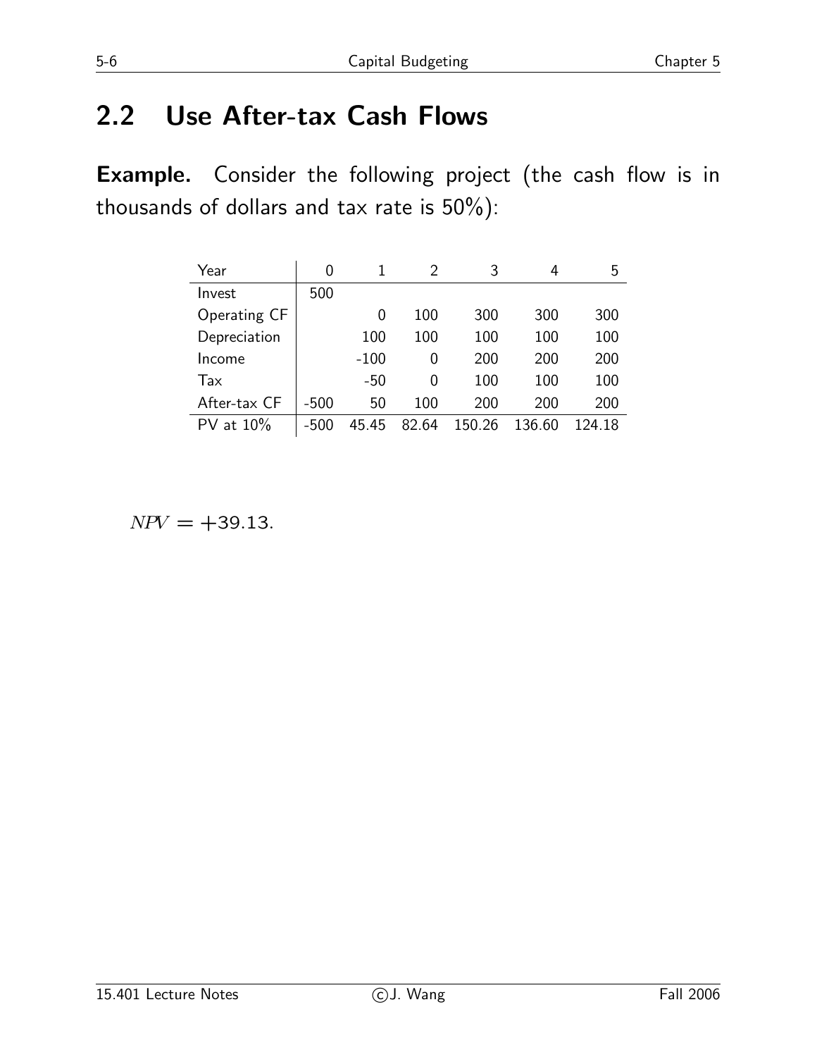## 2.2 Use After-tax Cash Flows

**Example.** Consider the following project (the cash flow is in thousands of dollars and tax rate is 50%):

| Year | 0 | 1 | 2 | 3 | 4 | 5 |
|---|---|---|---|---|---|---|
| Invest | 500 | | | | | |
| Operating CF | | 0 | 100 | 300 | 300 | 300 |
| Depreciation | | 100 | 100 | 100 | 100 | 100 |
| Income | | -100 | 0 | 200 | 200 | 200 |
| Tax | | -50 | 0 | 100 | 100 | 100 |
| After-tax CF | -500 | 50 | 100 | 200 | 200 | 200 |
| PV at 10% | -500 | 45.45 | 82.64 | 150.26 | 136.60 | 124.18 |

$NPV = +39.13.$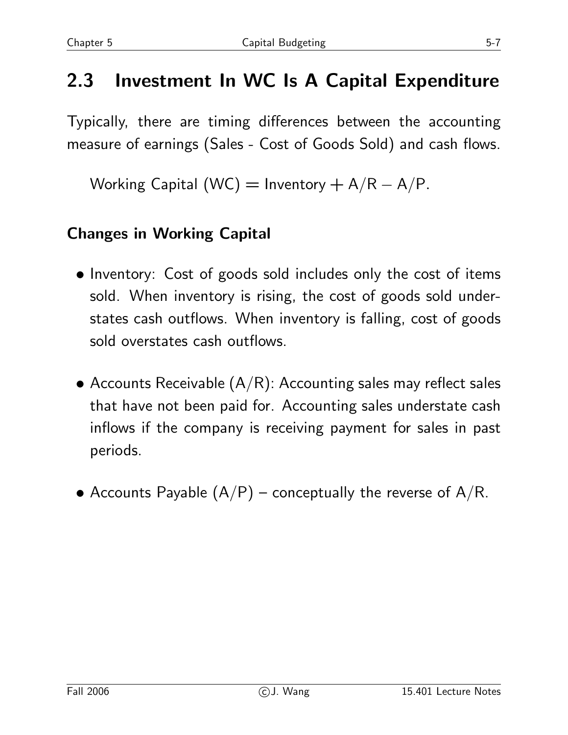## 2.3 Investment In WC Is A Capital Expenditure

Typically, there are timing differences between the accounting measure of earnings (Sales - Cost of Goods Sold) and cash flows.

$$\text{Working Capital (WC)} = \text{Inventory} + \text{A/R} - \text{A/P}.$$

### Changes in Working Capital

- Inventory: Cost of goods sold includes only the cost of items sold. When inventory is rising, the cost of goods sold understates cash outflows. When inventory is falling, cost of goods sold overstates cash outflows.
- Accounts Receivable (A/R): Accounting sales may reflect sales that have not been paid for. Accounting sales understate cash inflows if the company is receiving payment for sales in past periods.
- Accounts Payable (A/P) – conceptually the reverse of A/R.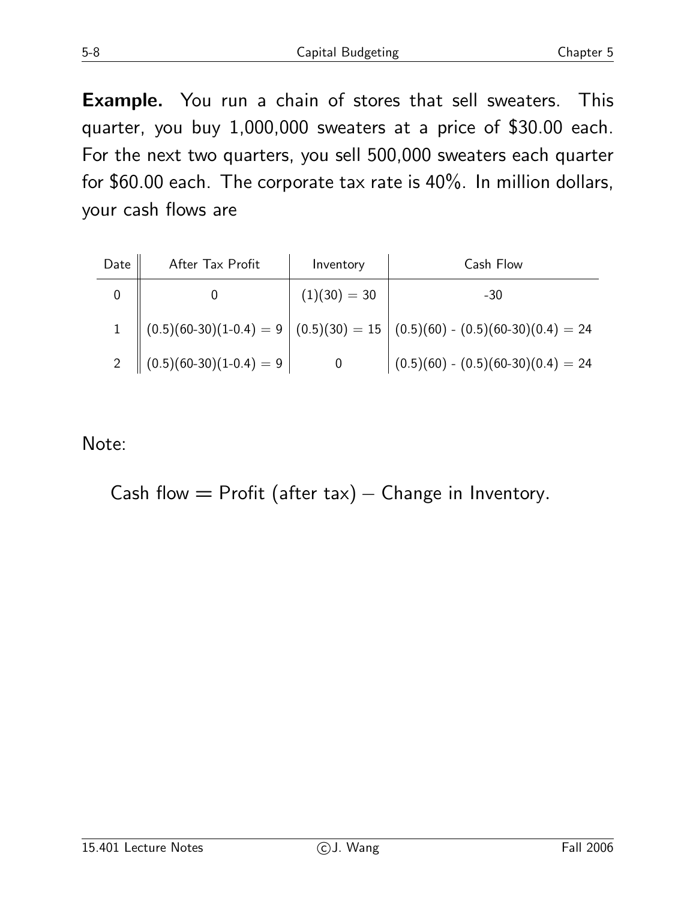**Example.** You run a chain of stores that sell sweaters. This quarter, you buy 1,000,000 sweaters at a price of \$30.00 each. For the next two quarters, you sell 500,000 sweaters each quarter for \$60.00 each. The corporate tax rate is 40%. In million dollars, your cash flows are

| Date | After Tax Profit | Inventory | Cash Flow |
|---|---|---|---|
| 0 | 0 | $(1)(30) = 30$ | -30 |
| 1 | $(0.5)(60\text{-}30)(1\text{-}0.4) = 9$ | $(0.5)(30) = 15$ | $(0.5)(60) - (0.5)(60\text{-}30)(0.4) = 24$ |
| 2 | $(0.5)(60\text{-}30)(1\text{-}0.4) = 9$ | 0 | $(0.5)(60) - (0.5)(60\text{-}30)(0.4) = 24$ |

Note:

Cash flow = Profit (after tax) − Change in Inventory.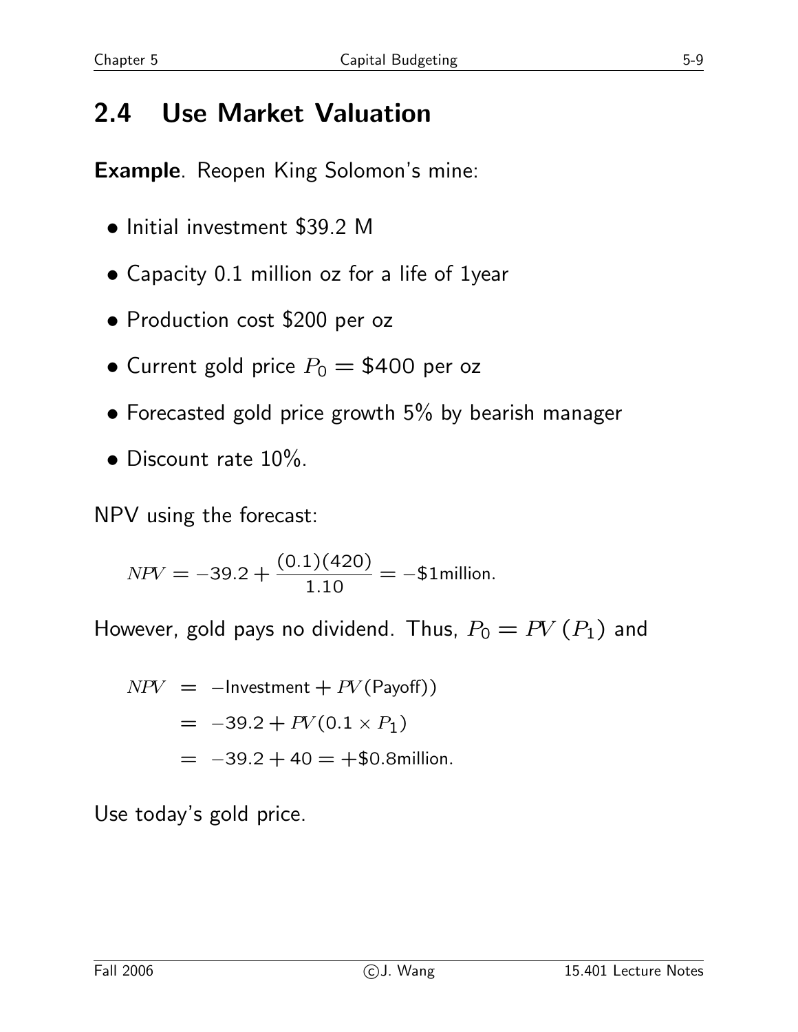## 2.4 Use Market Valuation

**Example**. Reopen King Solomon's mine:

- Initial investment \$39.2 M
- Capacity 0.1 million oz for a life of 1year
- Production cost \$200 per oz
- Current gold price $P_0 = \$400$ per oz
- Forecasted gold price growth 5% by bearish manager
- Discount rate 10%.

NPV using the forecast:

$$NPV = -39.2 + \frac{(0.1)(420)}{1.10} = -\$1\text{million}.$$

However, gold pays no dividend. Thus, $P_0 = PV(P_1)$ and

$$\begin{aligned} NPV &= -\text{Investment} + PV(\text{Payoff})) \\ &= -39.2 + PV(0.1 \times P_1) \\ &= -39.2 + 40 = +\$0.8\text{million}. \end{aligned}$$

Use today's gold price.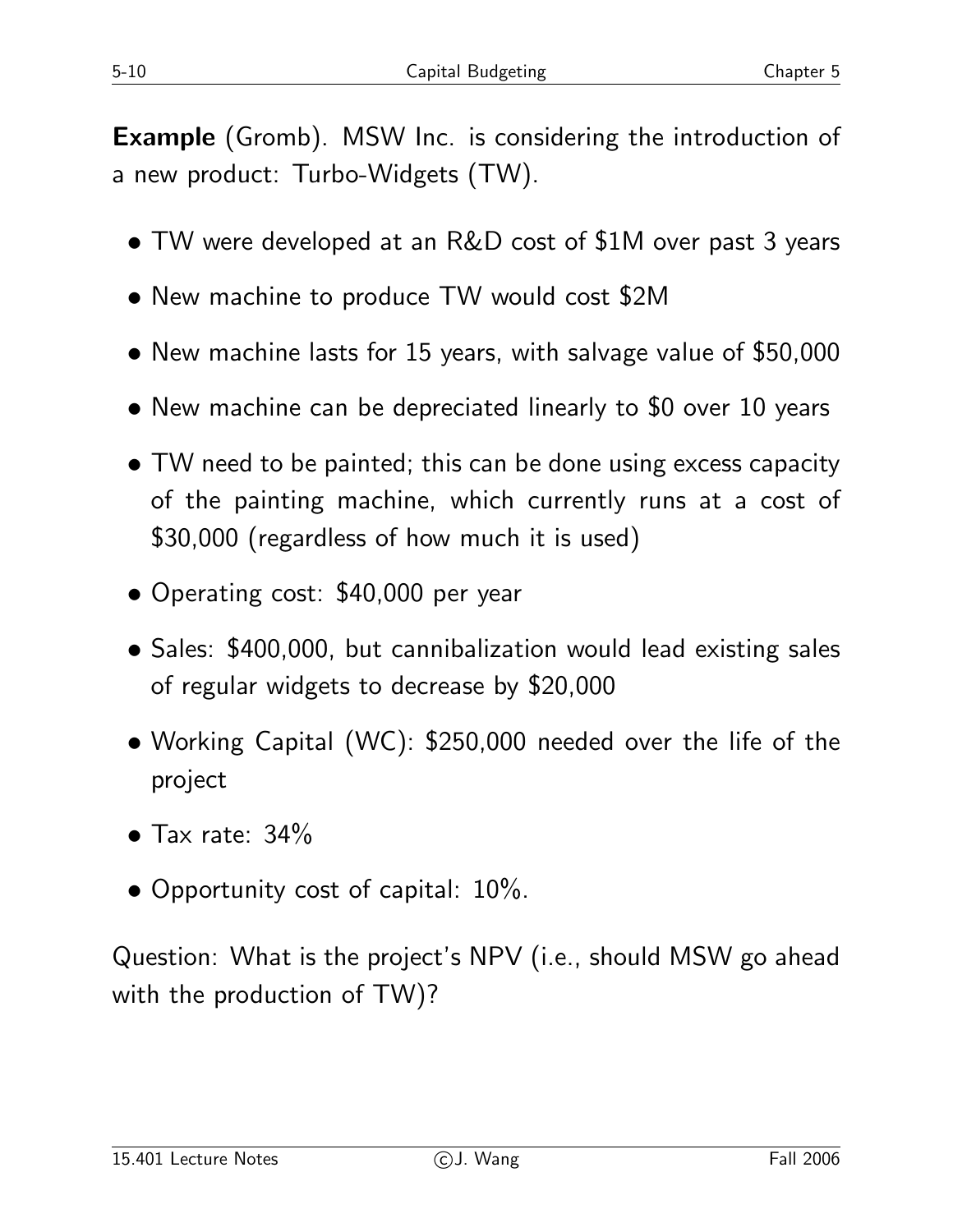**Example** (Gromb). MSW Inc. is considering the introduction of a new product: Turbo-Widgets (TW).

- TW were developed at an R&D cost of $1M over past 3 years
- New machine to produce TW would cost $2M
- New machine lasts for 15 years, with salvage value of $50,000
- New machine can be depreciated linearly to $0 over 10 years
- TW need to be painted; this can be done using excess capacity of the painting machine, which currently runs at a cost of $30,000 (regardless of how much it is used)
- Operating cost: $40,000 per year
- Sales: $400,000, but cannibalization would lead existing sales of regular widgets to decrease by $20,000
- Working Capital (WC): $250,000 needed over the life of the project
- Tax rate: 34%
- Opportunity cost of capital: 10%.

Question: What is the project's NPV (i.e., should MSW go ahead with the production of TW)?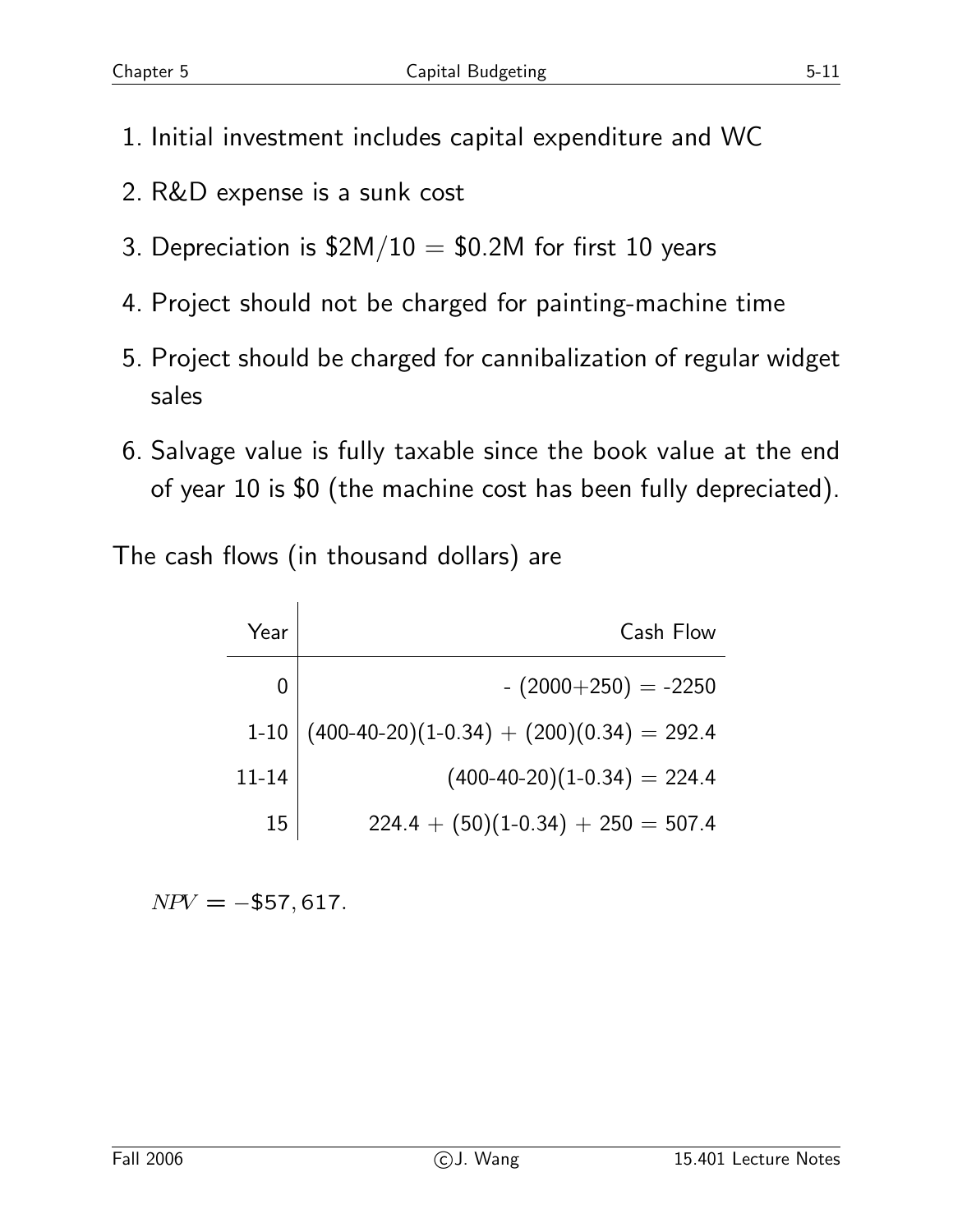1. Initial investment includes capital expenditure and WC
2. R&D expense is a sunk cost
3. Depreciation is \$2M/10 = \$0.2M for first 10 years
4. Project should not be charged for painting-machine time
5. Project should be charged for cannibalization of regular widget sales
6. Salvage value is fully taxable since the book value at the end of year 10 is \$0 (the machine cost has been fully depreciated).

The cash flows (in thousand dollars) are

| Year | Cash Flow |
|---|---|
| 0 | - (2000+250) = -2250 |
| 1-10 | (400-40-20)(1-0.34) + (200)(0.34) = 292.4 |
| 11-14 | (400-40-20)(1-0.34) = 224.4 |
| 15 | 224.4 + (50)(1-0.34) + 250 = 507.4 |

$NPV = -\$57,617.$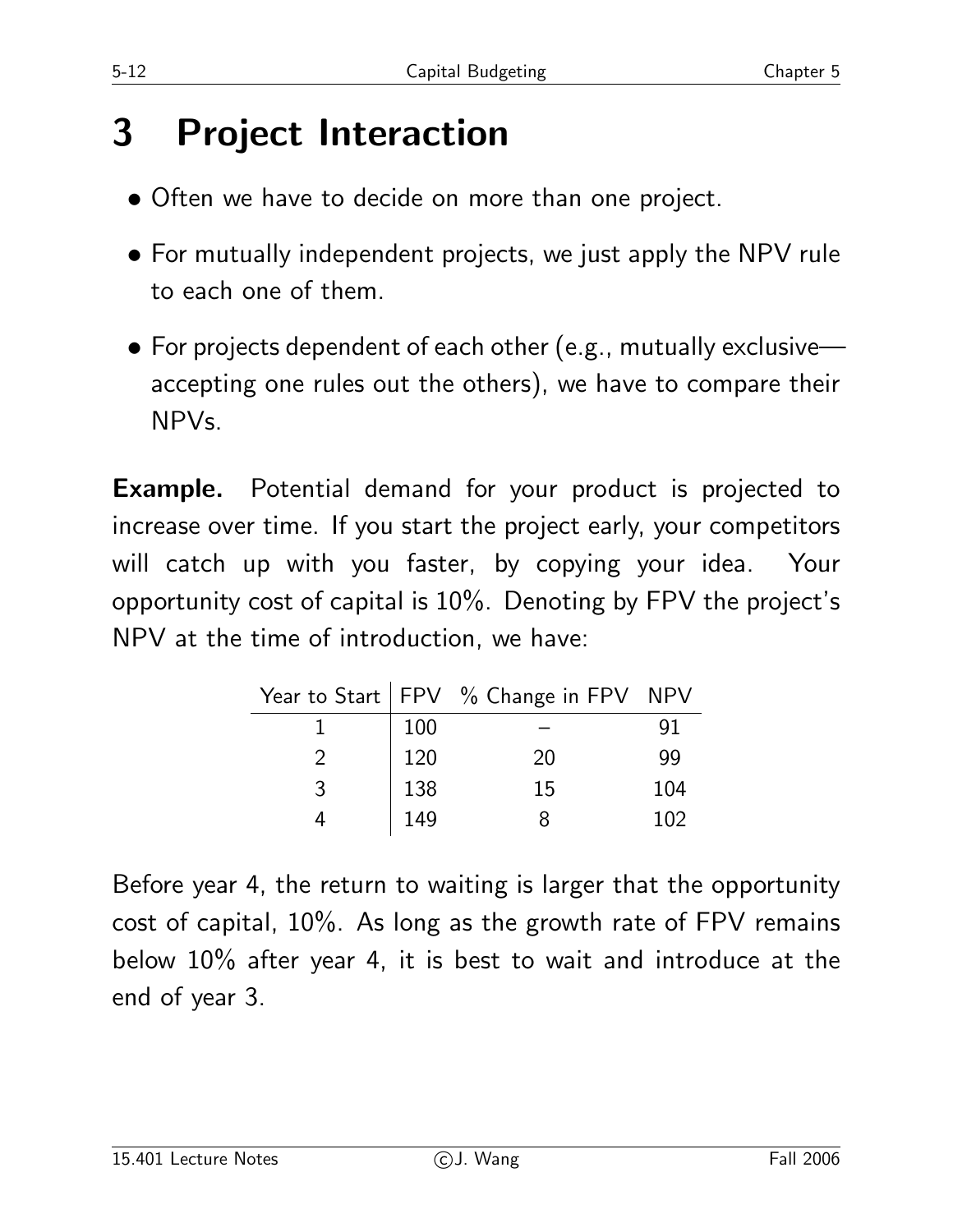# 3 Project Interaction

- Often we have to decide on more than one project.
- For mutually independent projects, we just apply the NPV rule to each one of them.
- For projects dependent of each other (e.g., mutually exclusive—accepting one rules out the others), we have to compare their NPVs.

**Example.** Potential demand for your product is projected to increase over time. If you start the project early, your competitors will catch up with you faster, by copying your idea. Your opportunity cost of capital is 10%. Denoting by FPV the project's NPV at the time of introduction, we have:

| Year to Start | FPV | % Change in FPV | NPV |
|---|---|---|---|
| 1 | 100 | – | 91 |
| 2 | 120 | 20 | 99 |
| 3 | 138 | 15 | 104 |
| 4 | 149 | 8 | 102 |

Before year 4, the return to waiting is larger that the opportunity cost of capital, 10%. As long as the growth rate of FPV remains below 10% after year 4, it is best to wait and introduce at the end of year 3.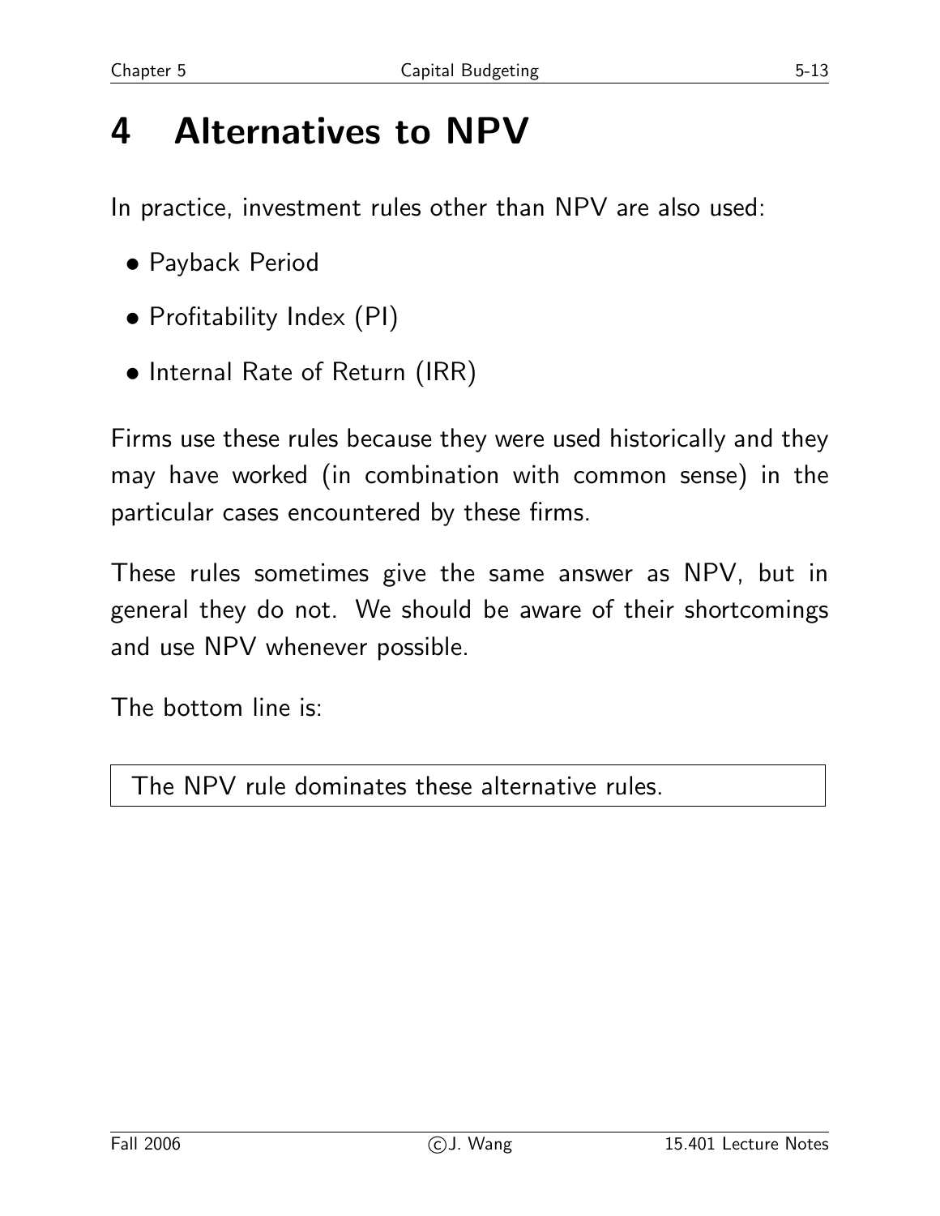# 4 Alternatives to NPV

In practice, investment rules other than NPV are also used:

- Payback Period
- Profitability Index (PI)
- Internal Rate of Return (IRR)

Firms use these rules because they were used historically and they may have worked (in combination with common sense) in the particular cases encountered by these firms.

These rules sometimes give the same answer as NPV, but in general they do not. We should be aware of their shortcomings and use NPV whenever possible.

The bottom line is:

| The NPV rule dominates these alternative rules. |
| --- |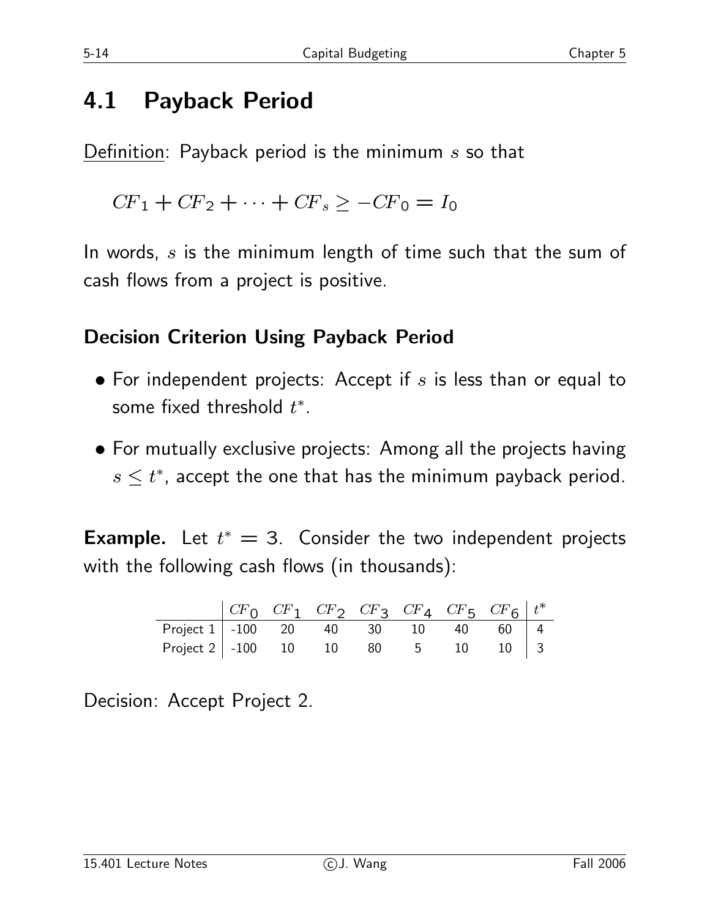## 4.1 Payback Period

Definition: Payback period is the minimum $s$ so that

$$CF_1 + CF_2 + \cdots + CF_s \geq -CF_0 = I_0$$

In words, $s$ is the minimum length of time such that the sum of cash flows from a project is positive.

### Decision Criterion Using Payback Period

- For independent projects: Accept if $s$ is less than or equal to some fixed threshold $t^*$.
- For mutually exclusive projects: Among all the projects having $s \leq t^*$, accept the one that has the minimum payback period.

**Example.** Let $t^* = 3$. Consider the two independent projects with the following cash flows (in thousands):

| | $CF_0$ | $CF_1$ | $CF_2$ | $CF_3$ | $CF_4$ | $CF_5$ | $CF_6$ | $t^*$ |
|---|---|---|---|---|---|---|---|---|
| Project 1 | -100 | 20 | 40 | 30 | 10 | 40 | 60 | 4 |
| Project 2 | -100 | 10 | 10 | 80 | 5 | 10 | 10 | 3 |

Decision: Accept Project 2.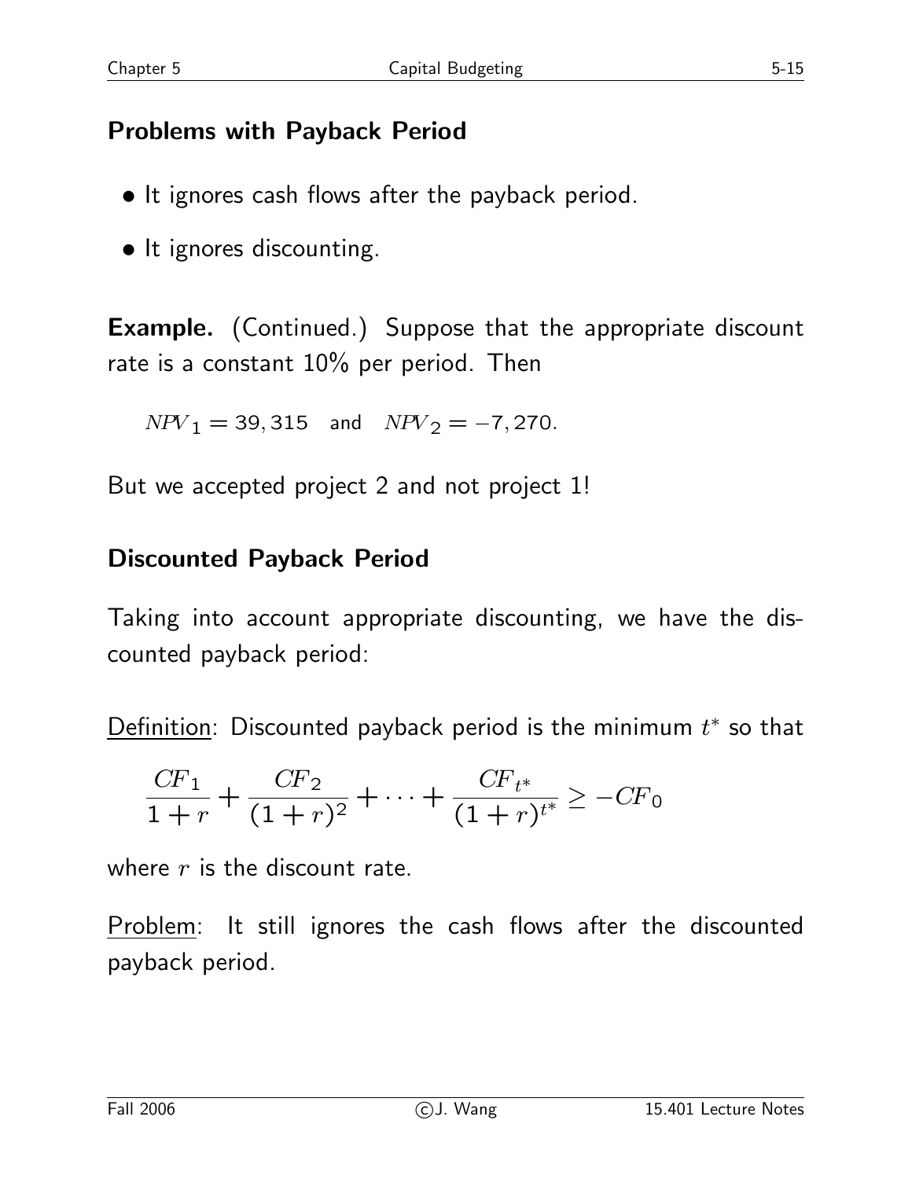## Problems with Payback Period

- It ignores cash flows after the payback period.
- It ignores discounting.

**Example.** (Continued.) Suppose that the appropriate discount rate is a constant 10% per period. Then

$$NPV_1 = 39,315 \quad \text{and} \quad NPV_2 = -7,270.$$

But we accepted project 2 and not project 1!

## Discounted Payback Period

Taking into account appropriate discounting, we have the discounted payback period:

Definition: Discounted payback period is the minimum $t^*$ so that

$$\frac{CF_1}{1+r} + \frac{CF_2}{(1+r)^2} + \cdots + \frac{CF_{t^*}}{(1+r)^{t^*}} \geq -CF_0$$

where $r$ is the discount rate.

Problem: It still ignores the cash flows after the discounted payback period.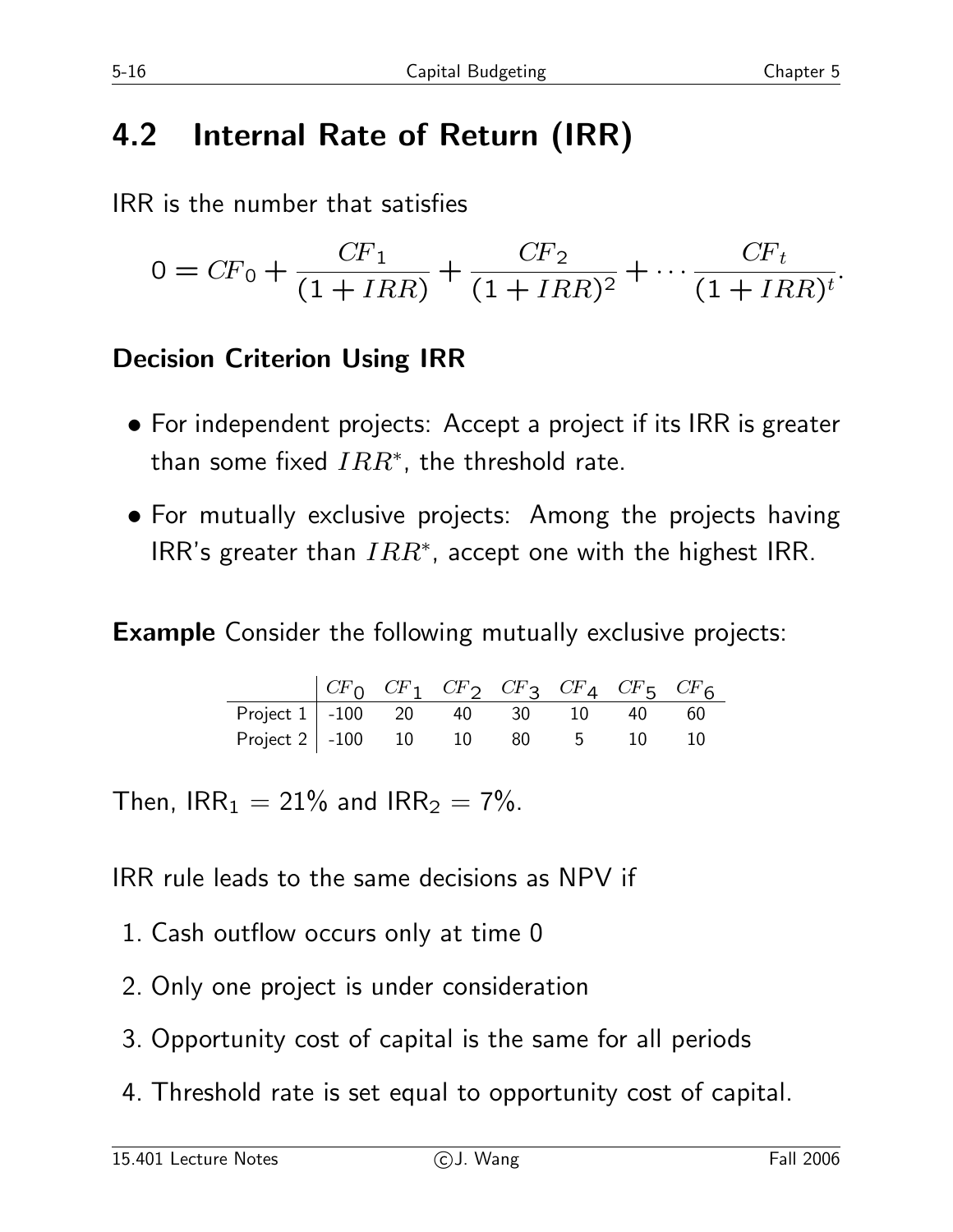## 4.2 Internal Rate of Return (IRR)

IRR is the number that satisfies

$$0 = CF_0 + \frac{CF_1}{(1 + IRR)} + \frac{CF_2}{(1 + IRR)^2} + \cdots \frac{CF_t}{(1 + IRR)^t}.$$

### Decision Criterion Using IRR

- For independent projects: Accept a project if its IRR is greater than some fixed $IRR^*$, the threshold rate.
- For mutually exclusive projects: Among the projects having IRR's greater than $IRR^*$, accept one with the highest IRR.

**Example** Consider the following mutually exclusive projects:

| | $CF_0$ | $CF_1$ | $CF_2$ | $CF_3$ | $CF_4$ | $CF_5$ | $CF_6$ |
|---|---|---|---|---|---|---|---|
| Project 1 | -100 | 20 | 40 | 30 | 10 | 40 | 60 |
| Project 2 | -100 | 10 | 10 | 80 | 5 | 10 | 10 |

Then, $\text{IRR}_1 = 21\%$ and $\text{IRR}_2 = 7\%$.

IRR rule leads to the same decisions as NPV if

1. Cash outflow occurs only at time 0
2. Only one project is under consideration
3. Opportunity cost of capital is the same for all periods
4. Threshold rate is set equal to opportunity cost of capital.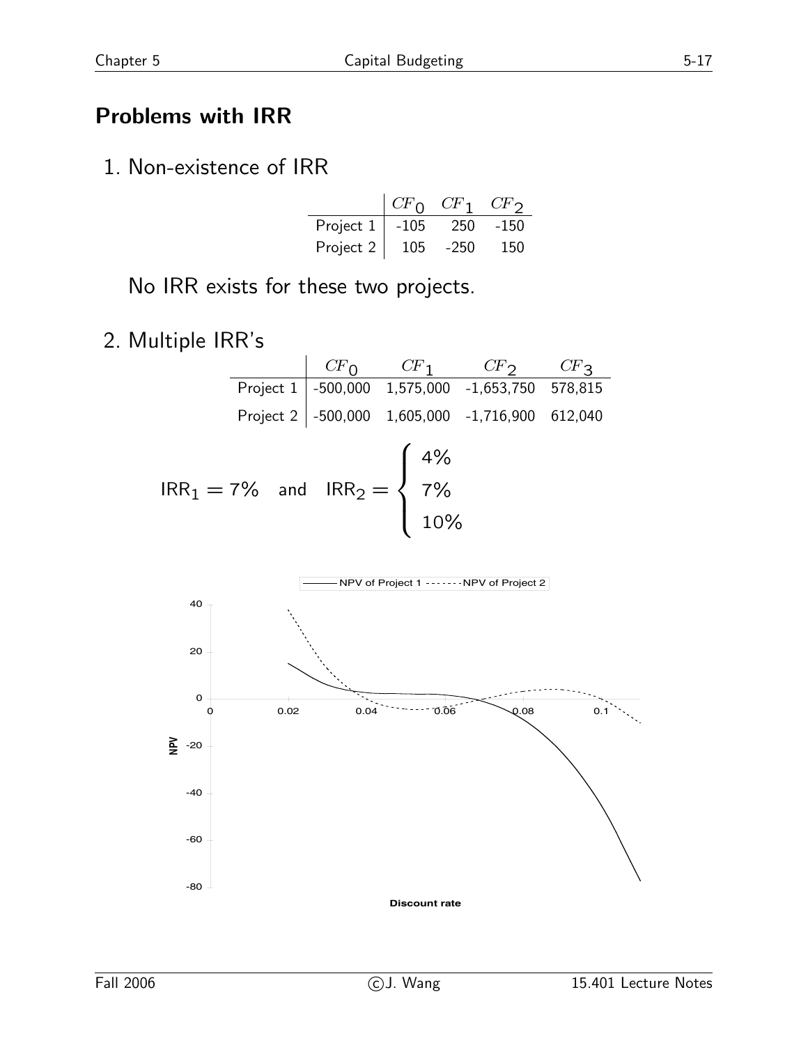## Problems with IRR

1. Non-existence of IRR

| | $CF_0$ | $CF_1$ | $CF_2$ |
|---|---|---|---|
| Project 1 | -105 | 250 | -150 |
| Project 2 | 105 | -250 | 150 |

No IRR exists for these two projects.

2. Multiple IRR's

| | $CF_0$ | $CF_1$ | $CF_2$ | $CF_3$ |
|---|---|---|---|---|
| Project 1 | -500,000 | 1,575,000 | -1,653,750 | 578,815 |
| Project 2 | -500,000 | 1,605,000 | -1,716,900 | 612,040 |

$$\text{IRR}_1 = 7\% \quad \text{and} \quad \text{IRR}_2 = \begin{cases} 4\% \\ 7\% \\ 10\% \end{cases}$$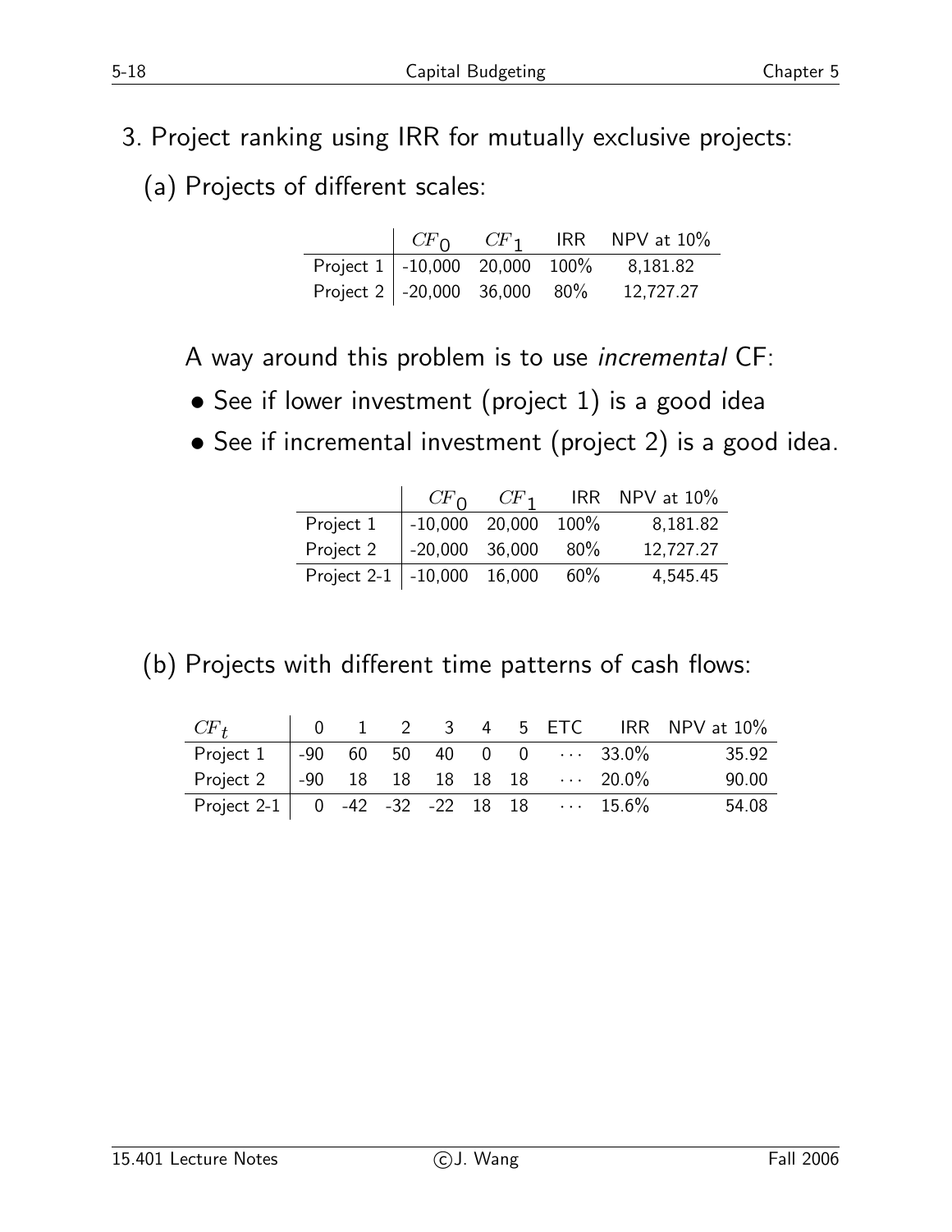3. Project ranking using IRR for mutually exclusive projects:

(a) Projects of different scales:

| | $CF_0$ | $CF_1$ | IRR | NPV at 10% |
|---|---|---|---|---|
| Project 1 | -10,000 | 20,000 | 100% | 8,181.82 |
| Project 2 | -20,000 | 36,000 | 80% | 12,727.27 |

A way around this problem is to use *incremental* CF:

- See if lower investment (project 1) is a good idea
- See if incremental investment (project 2) is a good idea.

| | $CF_0$ | $CF_1$ | IRR | NPV at 10% |
|---|---|---|---|---|
| Project 1 | -10,000 | 20,000 | 100% | 8,181.82 |
| Project 2 | -20,000 | 36,000 | 80% | 12,727.27 |
| Project 2-1 | -10,000 | 16,000 | 60% | 4,545.45 |

(b) Projects with different time patterns of cash flows:

| $CF_t$ | 0 | 1 | 2 | 3 | 4 | 5 | ETC | IRR | NPV at 10% |
|---|---|---|---|---|---|---|---|---|---|
| Project 1 | -90 | 60 | 50 | 40 | 0 | 0 | $\cdots$ | 33.0% | 35.92 |
| Project 2 | -90 | 18 | 18 | 18 | 18 | 18 | $\cdots$ | 20.0% | 90.00 |
| Project 2-1 | 0 | -42 | -32 | -22 | 18 | 18 | $\cdots$ | 15.6% | 54.08 |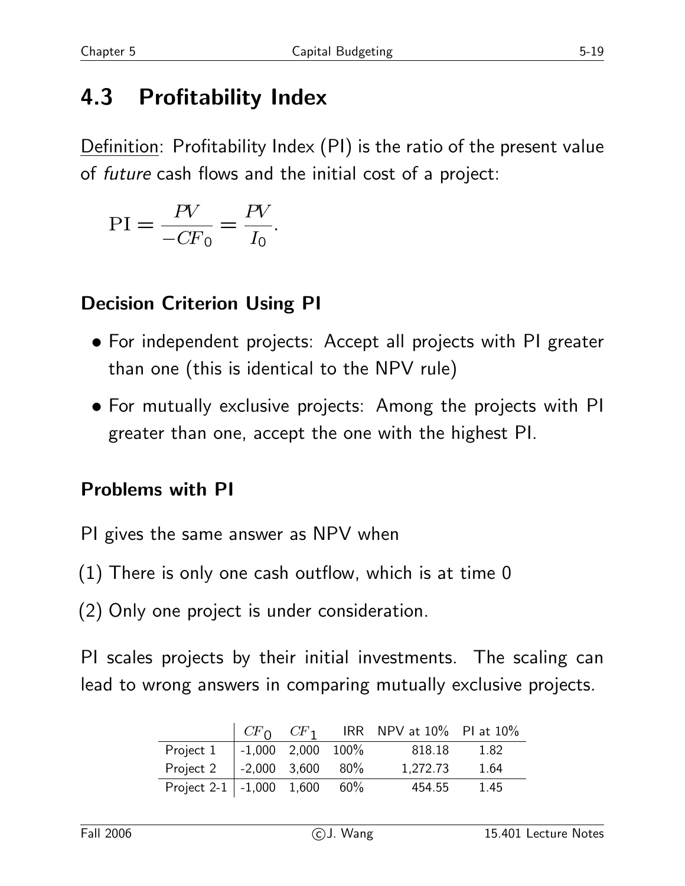## 4.3 Profitability Index

Definition: Profitability Index (PI) is the ratio of the present value of *future* cash flows and the initial cost of a project:

$$\mathrm{PI} = \frac{PV}{-CF_0} = \frac{PV}{I_0}.$$

### Decision Criterion Using PI

- For independent projects: Accept all projects with PI greater than one (this is identical to the NPV rule)
- For mutually exclusive projects: Among the projects with PI greater than one, accept the one with the highest PI.

### Problems with PI

PI gives the same answer as NPV when

(1) There is only one cash outflow, which is at time 0

(2) Only one project is under consideration.

PI scales projects by their initial investments. The scaling can lead to wrong answers in comparing mutually exclusive projects.

| | $CF_0$ | $CF_1$ | IRR | NPV at 10% | PI at 10% |
|---|---|---|---|---|---|
| Project 1 | -1,000 | 2,000 | 100% | 818.18 | 1.82 |
| Project 2 | -2,000 | 3,600 | 80% | 1,272.73 | 1.64 |
| Project 2-1 | -1,000 | 1,600 | 60% | 454.55 | 1.45 |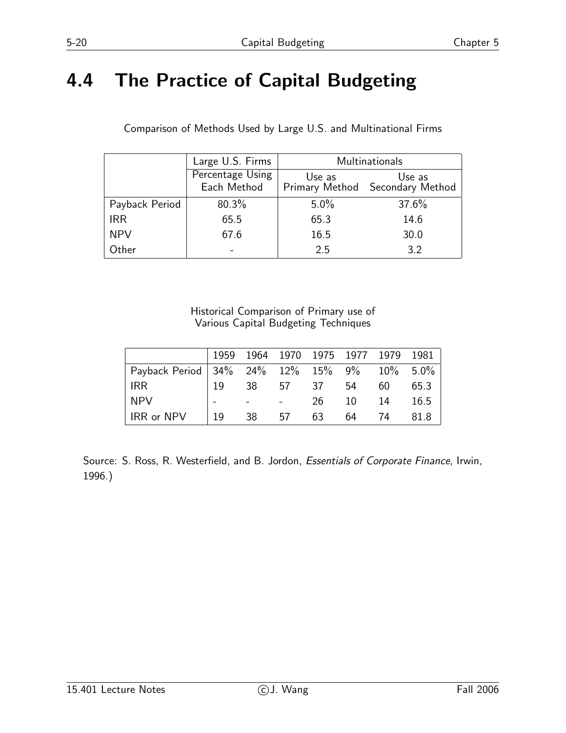# 4.4 The Practice of Capital Budgeting

Comparison of Methods Used by Large U.S. and Multinational Firms

| | Large U.S. Firms | Multinationals | |
|---|---|---|---|
| | Percentage Using Each Method | Use as Primary Method | Use as Secondary Method |
| Payback Period | 80.3% | 5.0% | 37.6% |
| IRR | 65.5 | 65.3 | 14.6 |
| NPV | 67.6 | 16.5 | 30.0 |
| Other | - | 2.5 | 3.2 |

Historical Comparison of Primary use of Various Capital Budgeting Techniques

| | 1959 | 1964 | 1970 | 1975 | 1977 | 1979 | 1981 |
|---|---|---|---|---|---|---|---|
| Payback Period | 34% | 24% | 12% | 15% | 9% | 10% | 5.0% |
| IRR | 19 | 38 | 57 | 37 | 54 | 60 | 65.3 |
| NPV | - | - | - | 26 | 10 | 14 | 16.5 |
| IRR or NPV | 19 | 38 | 57 | 63 | 64 | 74 | 81.8 |

Source: S. Ross, R. Westerfield, and B. Jordon, *Essentials of Corporate Finance*, Irwin, 1996.)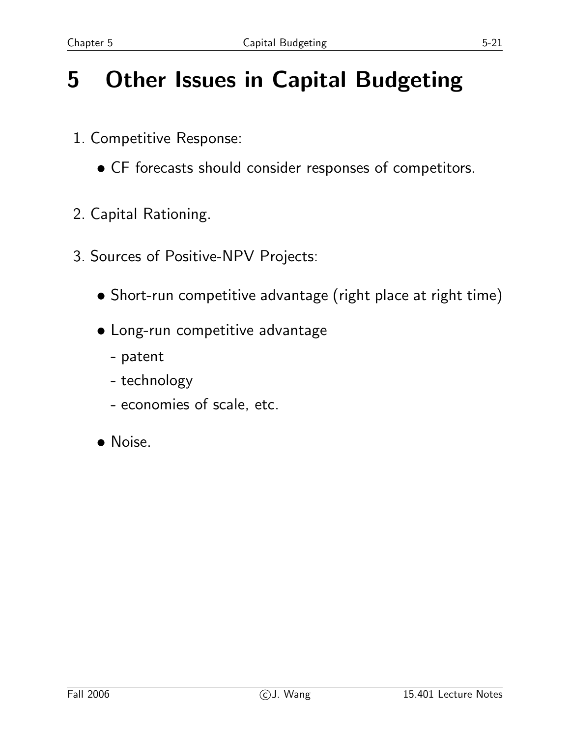# 5 Other Issues in Capital Budgeting

1. Competitive Response:
   - CF forecasts should consider responses of competitors.
2. Capital Rationing.
3. Sources of Positive-NPV Projects:
   - Short-run competitive advantage (right place at right time)
   - Long-run competitive advantage
     - patent
     - technology
     - economies of scale, etc.
   - Noise.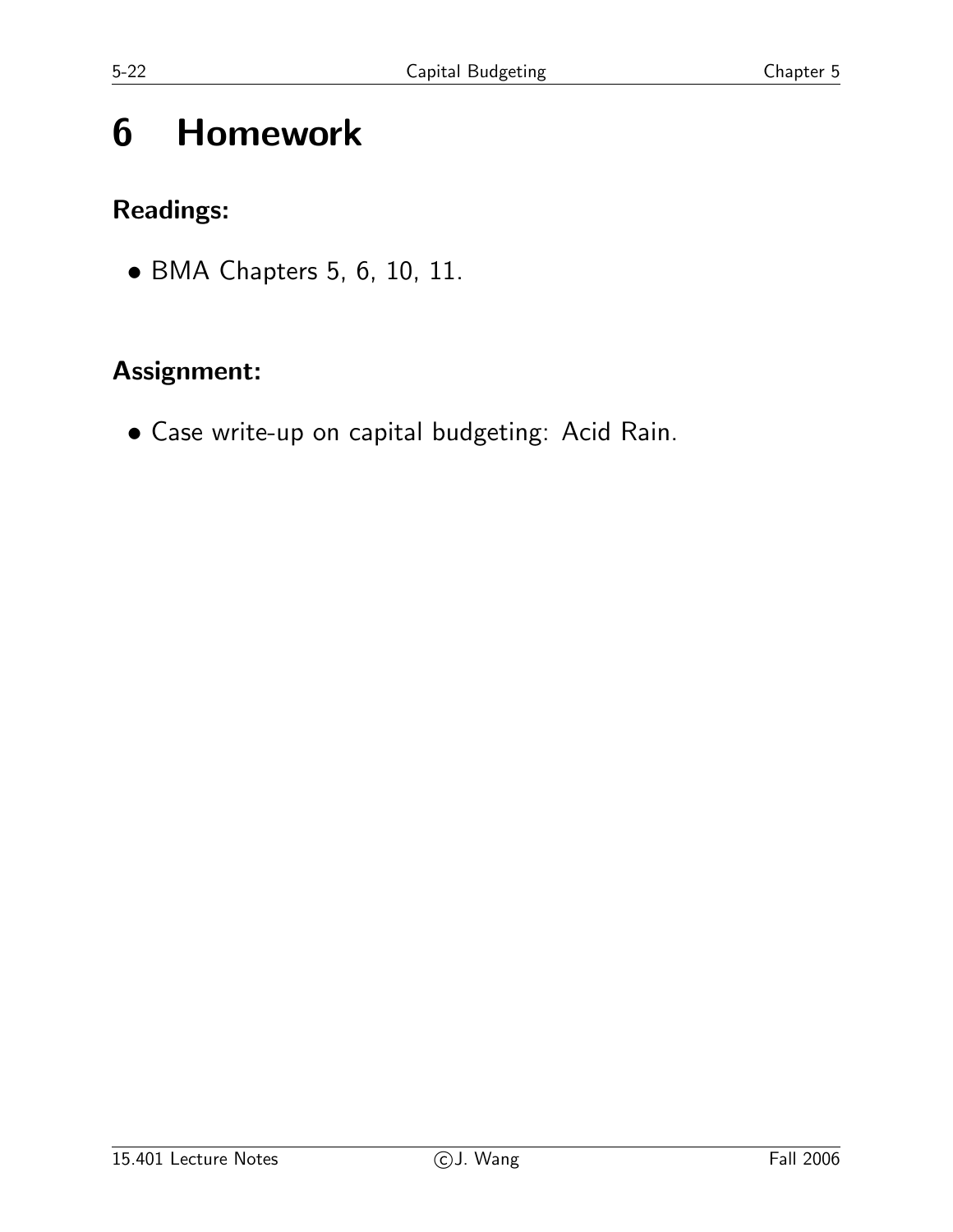# 6 Homework

### Readings:

- BMA Chapters 5, 6, 10, 11.

### Assignment:

- Case write-up on capital budgeting: Acid Rain.